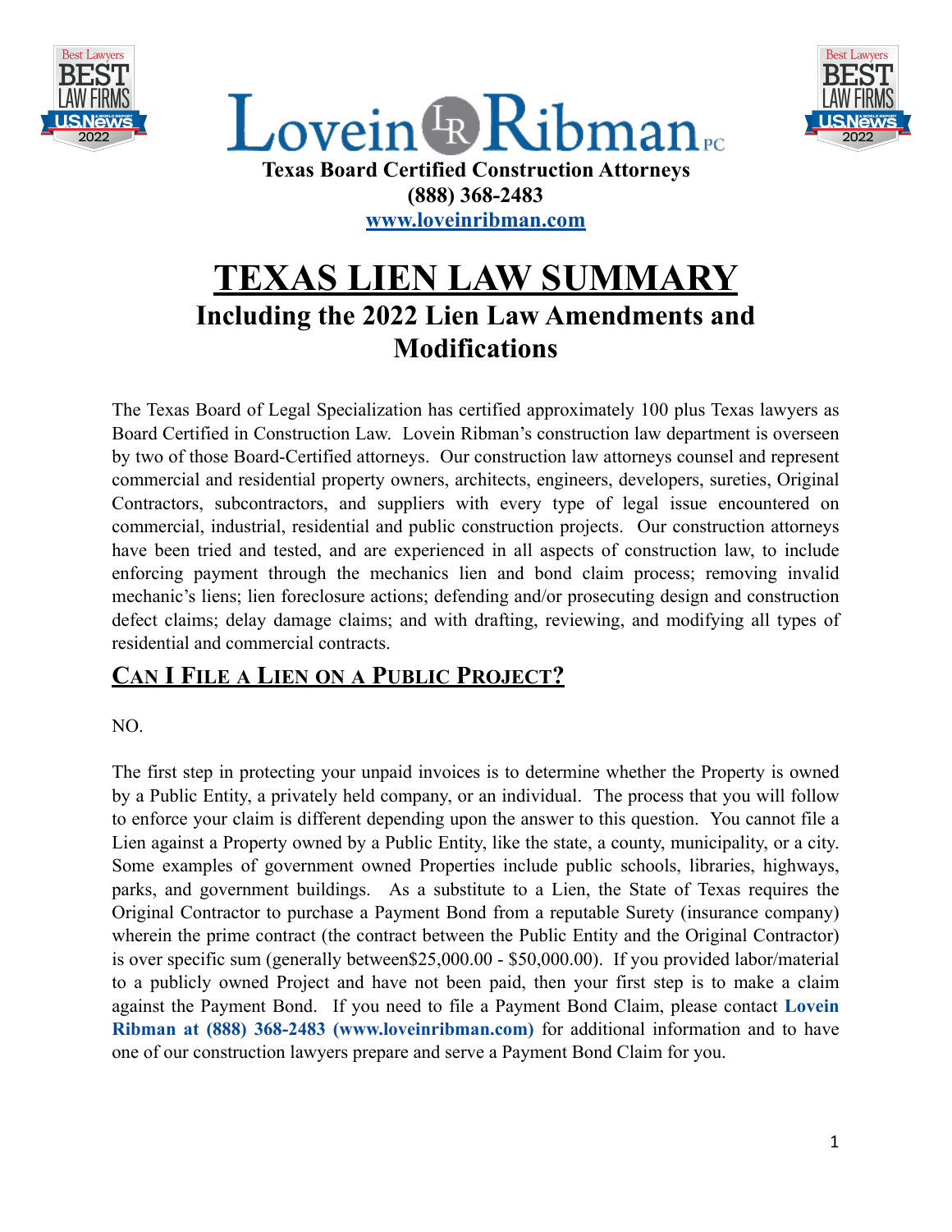Lovein Ribman PC

**Texas Board Certified Construction Attorneys**

**(888) 368-2483**

**www.loveinribman.com**

# TEXAS LIEN LAW SUMMARY

## Including the 2022 Lien Law Amendments and Modifications

The Texas Board of Legal Specialization has certified approximately 100 plus Texas lawyers as Board Certified in Construction Law. Lovein Ribman's construction law department is overseen by two of those Board-Certified attorneys. Our construction law attorneys counsel and represent commercial and residential property owners, architects, engineers, developers, sureties, Original Contractors, subcontractors, and suppliers with every type of legal issue encountered on commercial, industrial, residential and public construction projects. Our construction attorneys have been tried and tested, and are experienced in all aspects of construction law, to include enforcing payment through the mechanics lien and bond claim process; removing invalid mechanic's liens; lien foreclosure actions; defending and/or prosecuting design and construction defect claims; delay damage claims; and with drafting, reviewing, and modifying all types of residential and commercial contracts.

### CAN I FILE A LIEN ON A PUBLIC PROJECT?

NO.

The first step in protecting your unpaid invoices is to determine whether the Property is owned by a Public Entity, a privately held company, or an individual. The process that you will follow to enforce your claim is different depending upon the answer to this question. You cannot file a Lien against a Property owned by a Public Entity, like the state, a county, municipality, or a city. Some examples of government owned Properties include public schools, libraries, highways, parks, and government buildings. As a substitute to a Lien, the State of Texas requires the Original Contractor to purchase a Payment Bond from a reputable Surety (insurance company) wherein the prime contract (the contract between the Public Entity and the Original Contractor) is over specific sum (generally between$25,000.00 - $50,000.00). If you provided labor/material to a publicly owned Project and have not been paid, then your first step is to make a claim against the Payment Bond. If you need to file a Payment Bond Claim, please contact **Lovein Ribman at (888) 368-2483 (www.loveinribman.com)** for additional information and to have one of our construction lawyers prepare and serve a Payment Bond Claim for you.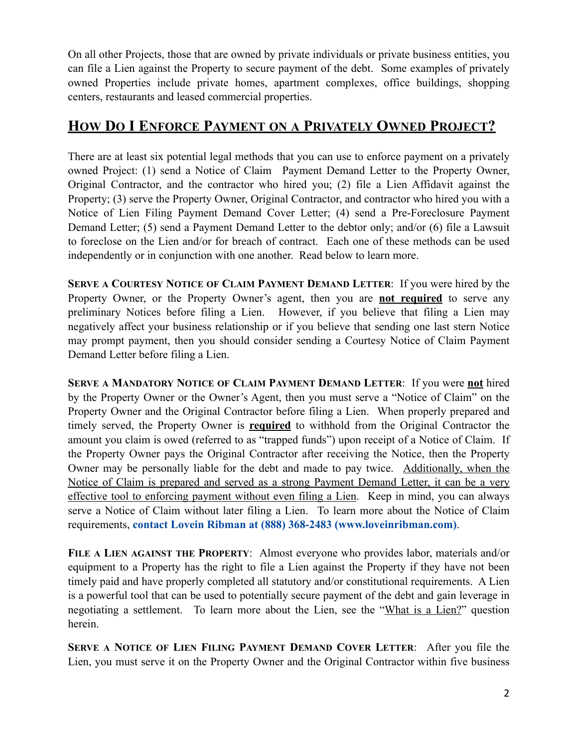On all other Projects, those that are owned by private individuals or private business entities, you can file a Lien against the Property to secure payment of the debt. Some examples of privately owned Properties include private homes, apartment complexes, office buildings, shopping centers, restaurants and leased commercial properties.

## How Do I Enforce Payment on a Privately Owned Project?

There are at least six potential legal methods that you can use to enforce payment on a privately owned Project: (1) send a Notice of Claim Payment Demand Letter to the Property Owner, Original Contractor, and the contractor who hired you; (2) file a Lien Affidavit against the Property; (3) serve the Property Owner, Original Contractor, and contractor who hired you with a Notice of Lien Filing Payment Demand Cover Letter; (4) send a Pre-Foreclosure Payment Demand Letter; (5) send a Payment Demand Letter to the debtor only; and/or (6) file a Lawsuit to foreclose on the Lien and/or for breach of contract. Each one of these methods can be used independently or in conjunction with one another. Read below to learn more.

**Serve a Courtesy Notice of Claim Payment Demand Letter**: If you were hired by the Property Owner, or the Property Owner's agent, then you are **not required** to serve any preliminary Notices before filing a Lien. However, if you believe that filing a Lien may negatively affect your business relationship or if you believe that sending one last stern Notice may prompt payment, then you should consider sending a Courtesy Notice of Claim Payment Demand Letter before filing a Lien.

**Serve a Mandatory Notice of Claim Payment Demand Letter**: If you were **not** hired by the Property Owner or the Owner's Agent, then you must serve a "Notice of Claim" on the Property Owner and the Original Contractor before filing a Lien. When properly prepared and timely served, the Property Owner is **required** to withhold from the Original Contractor the amount you claim is owed (referred to as "trapped funds") upon receipt of a Notice of Claim. If the Property Owner pays the Original Contractor after receiving the Notice, then the Property Owner may be personally liable for the debt and made to pay twice. Additionally, when the Notice of Claim is prepared and served as a strong Payment Demand Letter, it can be a very effective tool to enforcing payment without even filing a Lien. Keep in mind, you can always serve a Notice of Claim without later filing a Lien. To learn more about the Notice of Claim requirements, **contact Lovein Ribman at (888) 368-2483 (www.loveinribman.com)**.

**File a Lien against the Property**: Almost everyone who provides labor, materials and/or equipment to a Property has the right to file a Lien against the Property if they have not been timely paid and have properly completed all statutory and/or constitutional requirements. A Lien is a powerful tool that can be used to potentially secure payment of the debt and gain leverage in negotiating a settlement. To learn more about the Lien, see the "What is a Lien?" question herein.

**Serve a Notice of Lien Filing Payment Demand Cover Letter**: After you file the Lien, you must serve it on the Property Owner and the Original Contractor within five business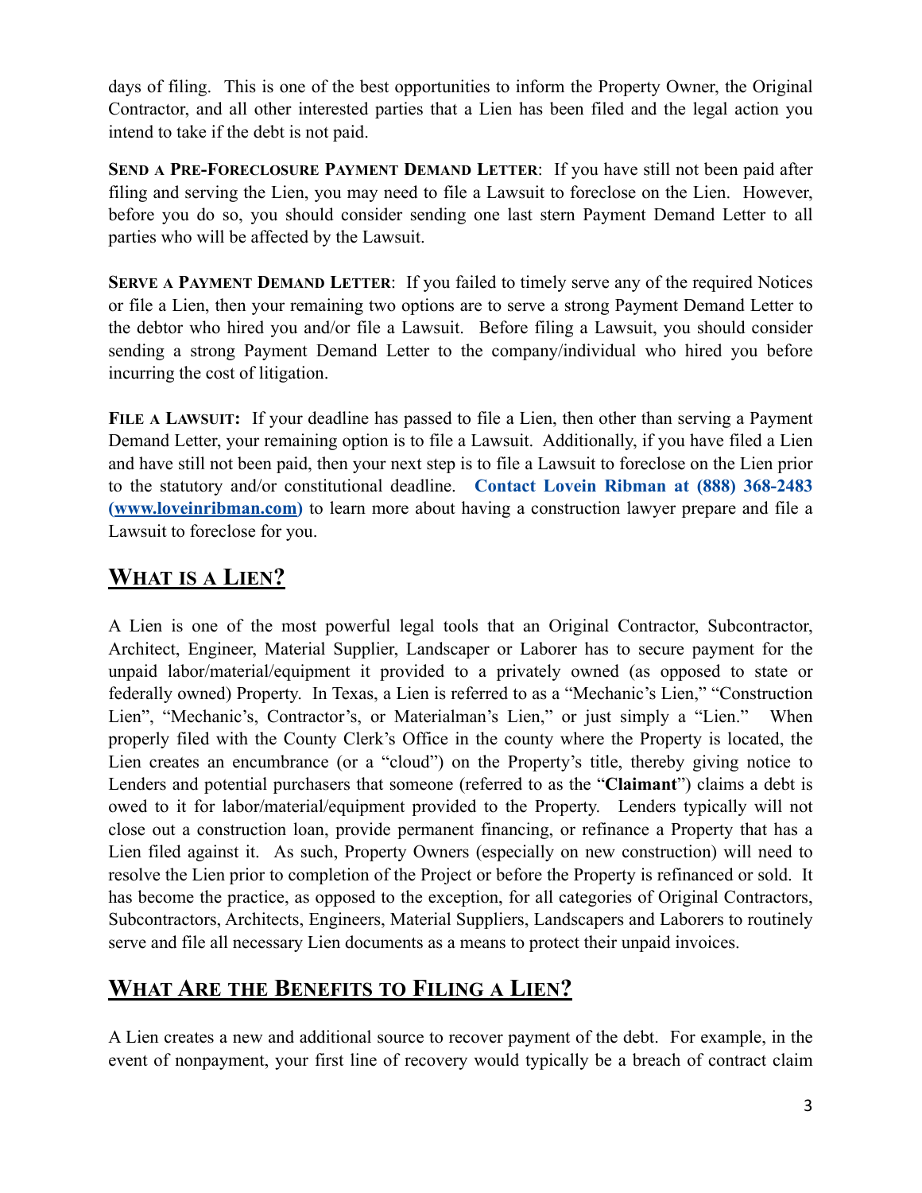days of filing. This is one of the best opportunities to inform the Property Owner, the Original Contractor, and all other interested parties that a Lien has been filed and the legal action you intend to take if the debt is not paid.

**Send a Pre-Foreclosure Payment Demand Letter**: If you have still not been paid after filing and serving the Lien, you may need to file a Lawsuit to foreclose on the Lien. However, before you do so, you should consider sending one last stern Payment Demand Letter to all parties who will be affected by the Lawsuit.

**Serve a Payment Demand Letter**: If you failed to timely serve any of the required Notices or file a Lien, then your remaining two options are to serve a strong Payment Demand Letter to the debtor who hired you and/or file a Lawsuit. Before filing a Lawsuit, you should consider sending a strong Payment Demand Letter to the company/individual who hired you before incurring the cost of litigation.

**File a Lawsuit:** If your deadline has passed to file a Lien, then other than serving a Payment Demand Letter, your remaining option is to file a Lawsuit. Additionally, if you have filed a Lien and have still not been paid, then your next step is to file a Lawsuit to foreclose on the Lien prior to the statutory and/or constitutional deadline. **Contact Lovein Ribman at (888) 368-2483 (www.loveinribman.com)** to learn more about having a construction lawyer prepare and file a Lawsuit to foreclose for you.

## What is a Lien?

A Lien is one of the most powerful legal tools that an Original Contractor, Subcontractor, Architect, Engineer, Material Supplier, Landscaper or Laborer has to secure payment for the unpaid labor/material/equipment it provided to a privately owned (as opposed to state or federally owned) Property. In Texas, a Lien is referred to as a "Mechanic's Lien," "Construction Lien", "Mechanic's, Contractor's, or Materialman's Lien," or just simply a "Lien." When properly filed with the County Clerk's Office in the county where the Property is located, the Lien creates an encumbrance (or a "cloud") on the Property's title, thereby giving notice to Lenders and potential purchasers that someone (referred to as the "**Claimant**") claims a debt is owed to it for labor/material/equipment provided to the Property. Lenders typically will not close out a construction loan, provide permanent financing, or refinance a Property that has a Lien filed against it. As such, Property Owners (especially on new construction) will need to resolve the Lien prior to completion of the Project or before the Property is refinanced or sold. It has become the practice, as opposed to the exception, for all categories of Original Contractors, Subcontractors, Architects, Engineers, Material Suppliers, Landscapers and Laborers to routinely serve and file all necessary Lien documents as a means to protect their unpaid invoices.

## What Are the Benefits to Filing a Lien?

A Lien creates a new and additional source to recover payment of the debt. For example, in the event of nonpayment, your first line of recovery would typically be a breach of contract claim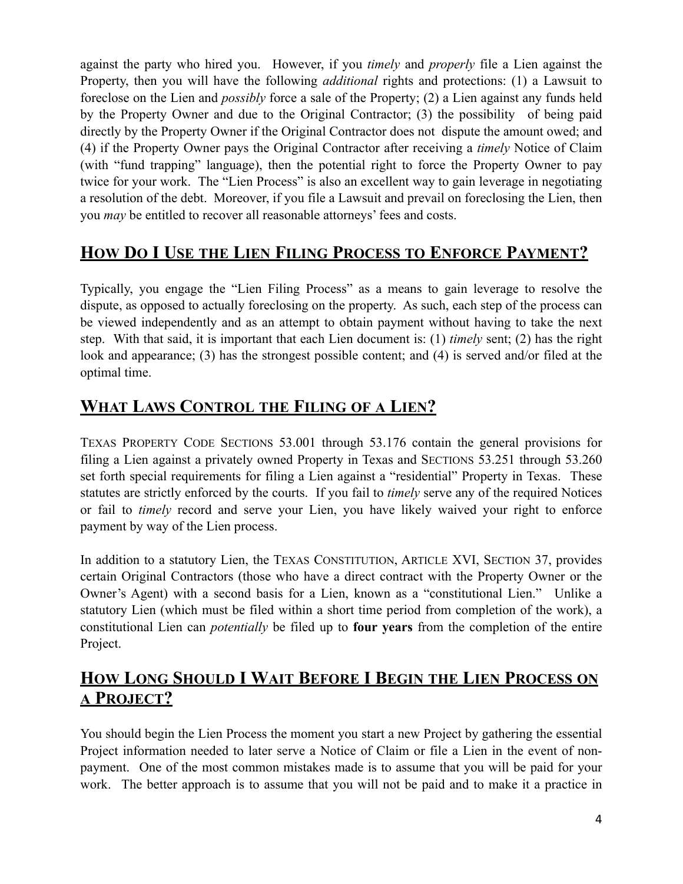against the party who hired you. However, if you *timely* and *properly* file a Lien against the Property, then you will have the following *additional* rights and protections: (1) a Lawsuit to foreclose on the Lien and *possibly* force a sale of the Property; (2) a Lien against any funds held by the Property Owner and due to the Original Contractor; (3) the possibility of being paid directly by the Property Owner if the Original Contractor does not dispute the amount owed; and (4) if the Property Owner pays the Original Contractor after receiving a *timely* Notice of Claim (with "fund trapping" language), then the potential right to force the Property Owner to pay twice for your work. The "Lien Process" is also an excellent way to gain leverage in negotiating a resolution of the debt. Moreover, if you file a Lawsuit and prevail on foreclosing the Lien, then you *may* be entitled to recover all reasonable attorneys' fees and costs.

## How Do I Use the Lien Filing Process to Enforce Payment?

Typically, you engage the "Lien Filing Process" as a means to gain leverage to resolve the dispute, as opposed to actually foreclosing on the property. As such, each step of the process can be viewed independently and as an attempt to obtain payment without having to take the next step. With that said, it is important that each Lien document is: (1) *timely* sent; (2) has the right look and appearance; (3) has the strongest possible content; and (4) is served and/or filed at the optimal time.

## What Laws Control the Filing of a Lien?

Texas Property Code Sections 53.001 through 53.176 contain the general provisions for filing a Lien against a privately owned Property in Texas and Sections 53.251 through 53.260 set forth special requirements for filing a Lien against a "residential" Property in Texas. These statutes are strictly enforced by the courts. If you fail to *timely* serve any of the required Notices or fail to *timely* record and serve your Lien, you have likely waived your right to enforce payment by way of the Lien process.

In addition to a statutory Lien, the Texas Constitution, Article XVI, Section 37, provides certain Original Contractors (those who have a direct contract with the Property Owner or the Owner's Agent) with a second basis for a Lien, known as a "constitutional Lien." Unlike a statutory Lien (which must be filed within a short time period from completion of the work), a constitutional Lien can *potentially* be filed up to **four years** from the completion of the entire Project.

## How Long Should I Wait Before I Begin the Lien Process on a Project?

You should begin the Lien Process the moment you start a new Project by gathering the essential Project information needed to later serve a Notice of Claim or file a Lien in the event of non-payment. One of the most common mistakes made is to assume that you will be paid for your work. The better approach is to assume that you will not be paid and to make it a practice in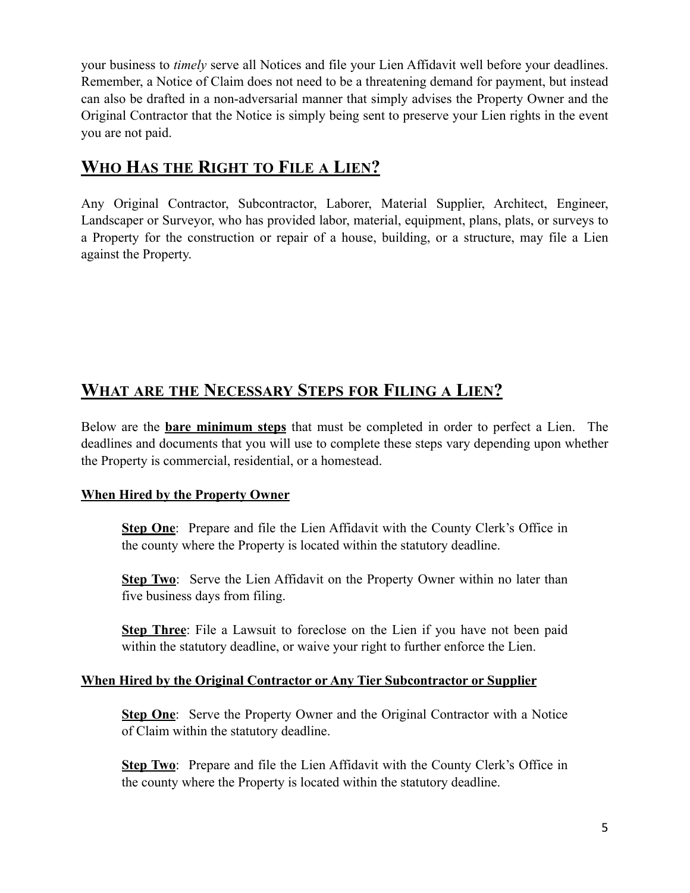your business to *timely* serve all Notices and file your Lien Affidavit well before your deadlines. Remember, a Notice of Claim does not need to be a threatening demand for payment, but instead can also be drafted in a non-adversarial manner that simply advises the Property Owner and the Original Contractor that the Notice is simply being sent to preserve your Lien rights in the event you are not paid.

## Who Has the Right to File a Lien?

Any Original Contractor, Subcontractor, Laborer, Material Supplier, Architect, Engineer, Landscaper or Surveyor, who has provided labor, material, equipment, plans, plats, or surveys to a Property for the construction or repair of a house, building, or a structure, may file a Lien against the Property.

## What are the Necessary Steps for Filing a Lien?

Below are the **bare minimum steps** that must be completed in order to perfect a Lien. The deadlines and documents that you will use to complete these steps vary depending upon whether the Property is commercial, residential, or a homestead.

**When Hired by the Property Owner**

> **Step One**: Prepare and file the Lien Affidavit with the County Clerk's Office in the county where the Property is located within the statutory deadline.
>
> **Step Two**: Serve the Lien Affidavit on the Property Owner within no later than five business days from filing.
>
> **Step Three**: File a Lawsuit to foreclose on the Lien if you have not been paid within the statutory deadline, or waive your right to further enforce the Lien.

**When Hired by the Original Contractor or Any Tier Subcontractor or Supplier**

> **Step One**: Serve the Property Owner and the Original Contractor with a Notice of Claim within the statutory deadline.
>
> **Step Two**: Prepare and file the Lien Affidavit with the County Clerk's Office in the county where the Property is located within the statutory deadline.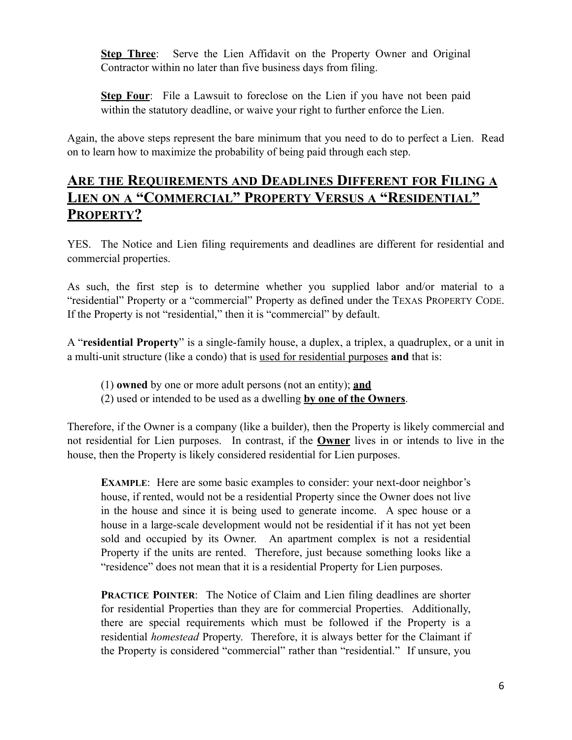**Step Three**: Serve the Lien Affidavit on the Property Owner and Original Contractor within no later than five business days from filing.

**Step Four**: File a Lawsuit to foreclose on the Lien if you have not been paid within the statutory deadline, or waive your right to further enforce the Lien.

Again, the above steps represent the bare minimum that you need to do to perfect a Lien. Read on to learn how to maximize the probability of being paid through each step.

## Are the Requirements and Deadlines Different for Filing a Lien on a "Commercial" Property Versus a "Residential" Property?

YES. The Notice and Lien filing requirements and deadlines are different for residential and commercial properties.

As such, the first step is to determine whether you supplied labor and/or material to a "residential" Property or a "commercial" Property as defined under the TEXAS PROPERTY CODE. If the Property is not "residential," then it is "commercial" by default.

A "**residential Property**" is a single-family house, a duplex, a triplex, a quadruplex, or a unit in a multi-unit structure (like a condo) that is <u>used for residential purposes</u> **and** that is:

(1) **owned** by one or more adult persons (not an entity); **<u>and</u>**
(2) used or intended to be used as a dwelling **<u>by one of the Owners</u>**.

Therefore, if the Owner is a company (like a builder), then the Property is likely commercial and not residential for Lien purposes. In contrast, if the **<u>Owner</u>** lives in or intends to live in the house, then the Property is likely considered residential for Lien purposes.

**EXAMPLE**: Here are some basic examples to consider: your next-door neighbor's house, if rented, would not be a residential Property since the Owner does not live in the house and since it is being used to generate income. A spec house or a house in a large-scale development would not be residential if it has not yet been sold and occupied by its Owner. An apartment complex is not a residential Property if the units are rented. Therefore, just because something looks like a "residence" does not mean that it is a residential Property for Lien purposes.

**PRACTICE POINTER**: The Notice of Claim and Lien filing deadlines are shorter for residential Properties than they are for commercial Properties. Additionally, there are special requirements which must be followed if the Property is a residential *homestead* Property. Therefore, it is always better for the Claimant if the Property is considered "commercial" rather than "residential." If unsure, you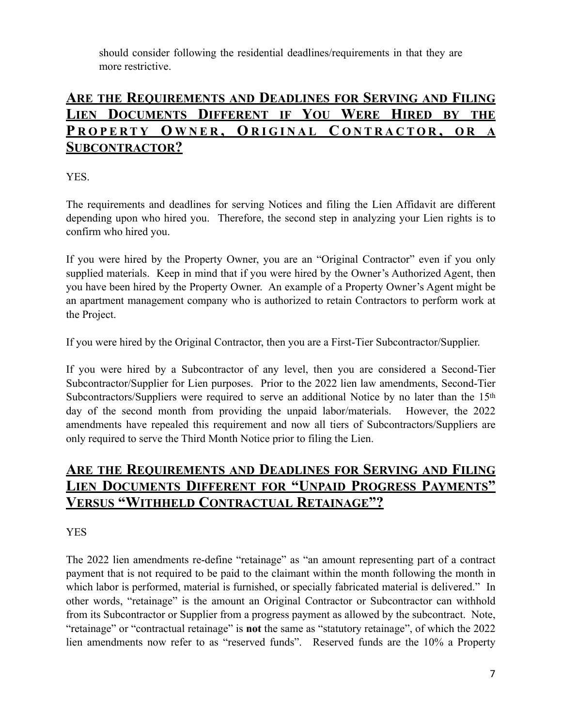should consider following the residential deadlines/requirements in that they are more restrictive.

## Are the Requirements and Deadlines for Serving and Filing Lien Documents Different if You Were Hired by the Property Owner, Original Contractor, or a Subcontractor?

YES.

The requirements and deadlines for serving Notices and filing the Lien Affidavit are different depending upon who hired you. Therefore, the second step in analyzing your Lien rights is to confirm who hired you.

If you were hired by the Property Owner, you are an "Original Contractor" even if you only supplied materials. Keep in mind that if you were hired by the Owner's Authorized Agent, then you have been hired by the Property Owner. An example of a Property Owner's Agent might be an apartment management company who is authorized to retain Contractors to perform work at the Project.

If you were hired by the Original Contractor, then you are a First-Tier Subcontractor/Supplier.

If you were hired by a Subcontractor of any level, then you are considered a Second-Tier Subcontractor/Supplier for Lien purposes. Prior to the 2022 lien law amendments, Second-Tier Subcontractors/Suppliers were required to serve an additional Notice by no later than the 15th day of the second month from providing the unpaid labor/materials. However, the 2022 amendments have repealed this requirement and now all tiers of Subcontractors/Suppliers are only required to serve the Third Month Notice prior to filing the Lien.

## Are the Requirements and Deadlines for Serving and Filing Lien Documents Different for "Unpaid Progress Payments" Versus "Withheld Contractual Retainage"?

YES

The 2022 lien amendments re-define "retainage" as "an amount representing part of a contract payment that is not required to be paid to the claimant within the month following the month in which labor is performed, material is furnished, or specially fabricated material is delivered." In other words, "retainage" is the amount an Original Contractor or Subcontractor can withhold from its Subcontractor or Supplier from a progress payment as allowed by the subcontract. Note, "retainage" or "contractual retainage" is **not** the same as "statutory retainage", of which the 2022 lien amendments now refer to as "reserved funds". Reserved funds are the 10% a Property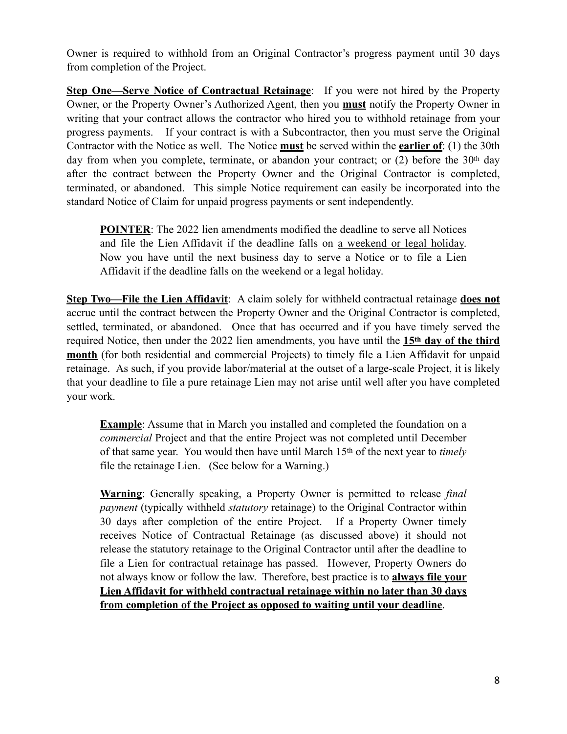Owner is required to withhold from an Original Contractor's progress payment until 30 days from completion of the Project.

**Step One—Serve Notice of Contractual Retainage**: If you were not hired by the Property Owner, or the Property Owner's Authorized Agent, then you **must** notify the Property Owner in writing that your contract allows the contractor who hired you to withhold retainage from your progress payments. If your contract is with a Subcontractor, then you must serve the Original Contractor with the Notice as well. The Notice **must** be served within the **earlier of**: (1) the 30th day from when you complete, terminate, or abandon your contract; or (2) before the 30th day after the contract between the Property Owner and the Original Contractor is completed, terminated, or abandoned. This simple Notice requirement can easily be incorporated into the standard Notice of Claim for unpaid progress payments or sent independently.

> **POINTER**: The 2022 lien amendments modified the deadline to serve all Notices and file the Lien Affidavit if the deadline falls on a weekend or legal holiday. Now you have until the next business day to serve a Notice or to file a Lien Affidavit if the deadline falls on the weekend or a legal holiday.

**Step Two—File the Lien Affidavit**: A claim solely for withheld contractual retainage **does not** accrue until the contract between the Property Owner and the Original Contractor is completed, settled, terminated, or abandoned. Once that has occurred and if you have timely served the required Notice, then under the 2022 lien amendments, you have until the **15th day of the third month** (for both residential and commercial Projects) to timely file a Lien Affidavit for unpaid retainage. As such, if you provide labor/material at the outset of a large-scale Project, it is likely that your deadline to file a pure retainage Lien may not arise until well after you have completed your work.

> **Example**: Assume that in March you installed and completed the foundation on a *commercial* Project and that the entire Project was not completed until December of that same year. You would then have until March 15th of the next year to *timely* file the retainage Lien. (See below for a Warning.)

> **Warning**: Generally speaking, a Property Owner is permitted to release *final payment* (typically withheld *statutory* retainage) to the Original Contractor within 30 days after completion of the entire Project. If a Property Owner timely receives Notice of Contractual Retainage (as discussed above) it should not release the statutory retainage to the Original Contractor until after the deadline to file a Lien for contractual retainage has passed. However, Property Owners do not always know or follow the law. Therefore, best practice is to **always file your Lien Affidavit for withheld contractual retainage within no later than 30 days from completion of the Project as opposed to waiting until your deadline**.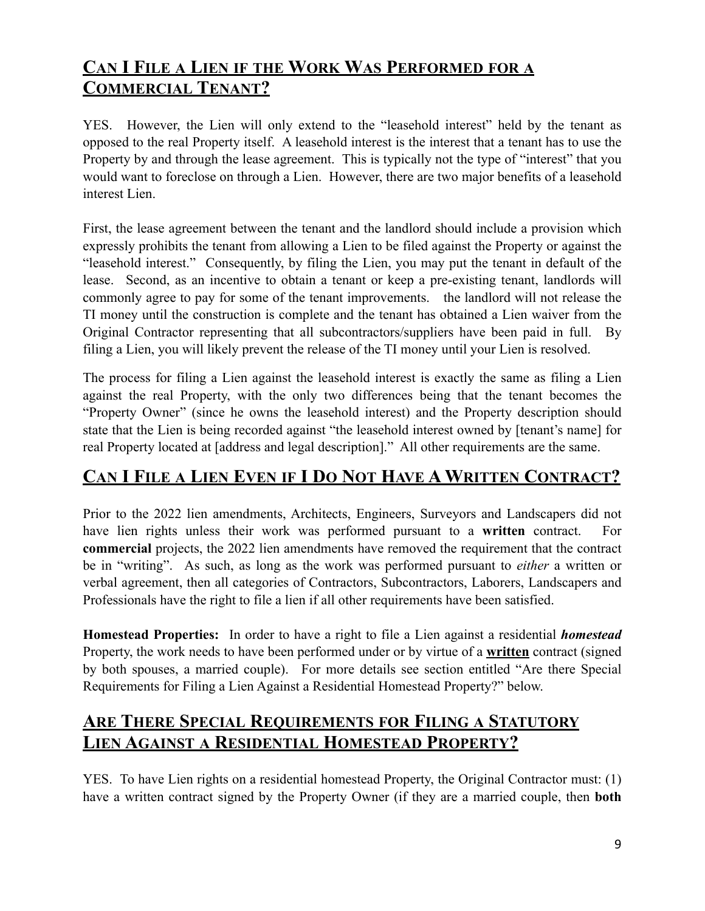## CAN I FILE A LIEN IF THE WORK WAS PERFORMED FOR A COMMERCIAL TENANT?

YES. However, the Lien will only extend to the "leasehold interest" held by the tenant as opposed to the real Property itself. A leasehold interest is the interest that a tenant has to use the Property by and through the lease agreement. This is typically not the type of "interest" that you would want to foreclose on through a Lien. However, there are two major benefits of a leasehold interest Lien.

First, the lease agreement between the tenant and the landlord should include a provision which expressly prohibits the tenant from allowing a Lien to be filed against the Property or against the "leasehold interest." Consequently, by filing the Lien, you may put the tenant in default of the lease. Second, as an incentive to obtain a tenant or keep a pre-existing tenant, landlords will commonly agree to pay for some of the tenant improvements. the landlord will not release the TI money until the construction is complete and the tenant has obtained a Lien waiver from the Original Contractor representing that all subcontractors/suppliers have been paid in full. By filing a Lien, you will likely prevent the release of the TI money until your Lien is resolved.

The process for filing a Lien against the leasehold interest is exactly the same as filing a Lien against the real Property, with the only two differences being that the tenant becomes the "Property Owner" (since he owns the leasehold interest) and the Property description should state that the Lien is being recorded against "the leasehold interest owned by [tenant's name] for real Property located at [address and legal description]." All other requirements are the same.

## CAN I FILE A LIEN EVEN IF I DO NOT HAVE A WRITTEN CONTRACT?

Prior to the 2022 lien amendments, Architects, Engineers, Surveyors and Landscapers did not have lien rights unless their work was performed pursuant to a **written** contract. For **commercial** projects, the 2022 lien amendments have removed the requirement that the contract be in "writing". As such, as long as the work was performed pursuant to *either* a written or verbal agreement, then all categories of Contractors, Subcontractors, Laborers, Landscapers and Professionals have the right to file a lien if all other requirements have been satisfied.

**Homestead Properties:** In order to have a right to file a Lien against a residential ***homestead*** Property, the work needs to have been performed under or by virtue of a **written** contract (signed by both spouses, a married couple). For more details see section entitled "Are there Special Requirements for Filing a Lien Against a Residential Homestead Property?" below.

## ARE THERE SPECIAL REQUIREMENTS FOR FILING A STATUTORY LIEN AGAINST A RESIDENTIAL HOMESTEAD PROPERTY?

YES. To have Lien rights on a residential homestead Property, the Original Contractor must: (1) have a written contract signed by the Property Owner (if they are a married couple, then **both**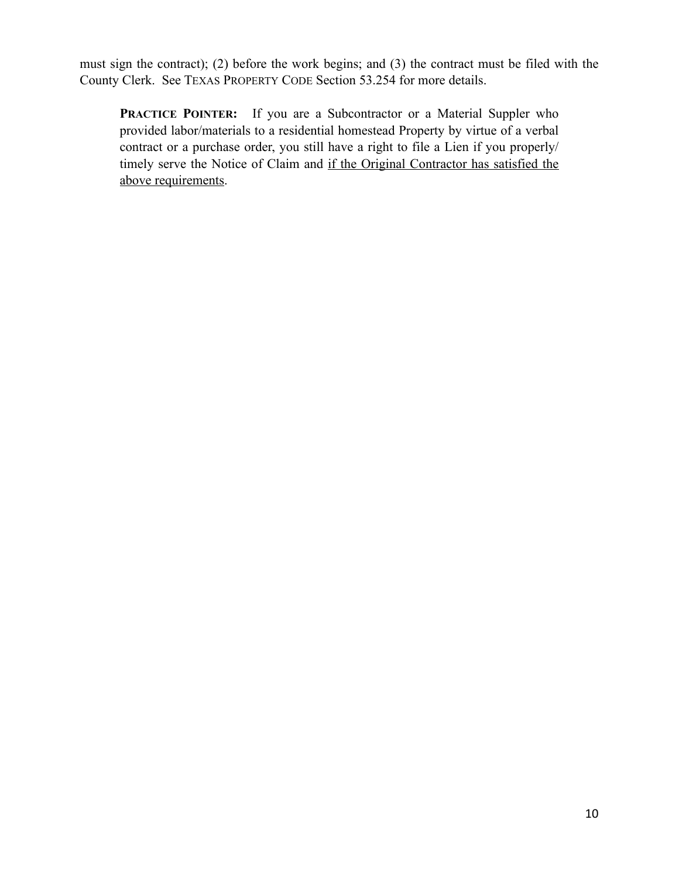must sign the contract); (2) before the work begins; and (3) the contract must be filed with the County Clerk. See TEXAS PROPERTY CODE Section 53.254 for more details.

> **PRACTICE POINTER:** If you are a Subcontractor or a Material Suppler who provided labor/materials to a residential homestead Property by virtue of a verbal contract or a purchase order, you still have a right to file a Lien if you properly/ timely serve the Notice of Claim and <u>if the Original Contractor has satisfied the above requirements</u>.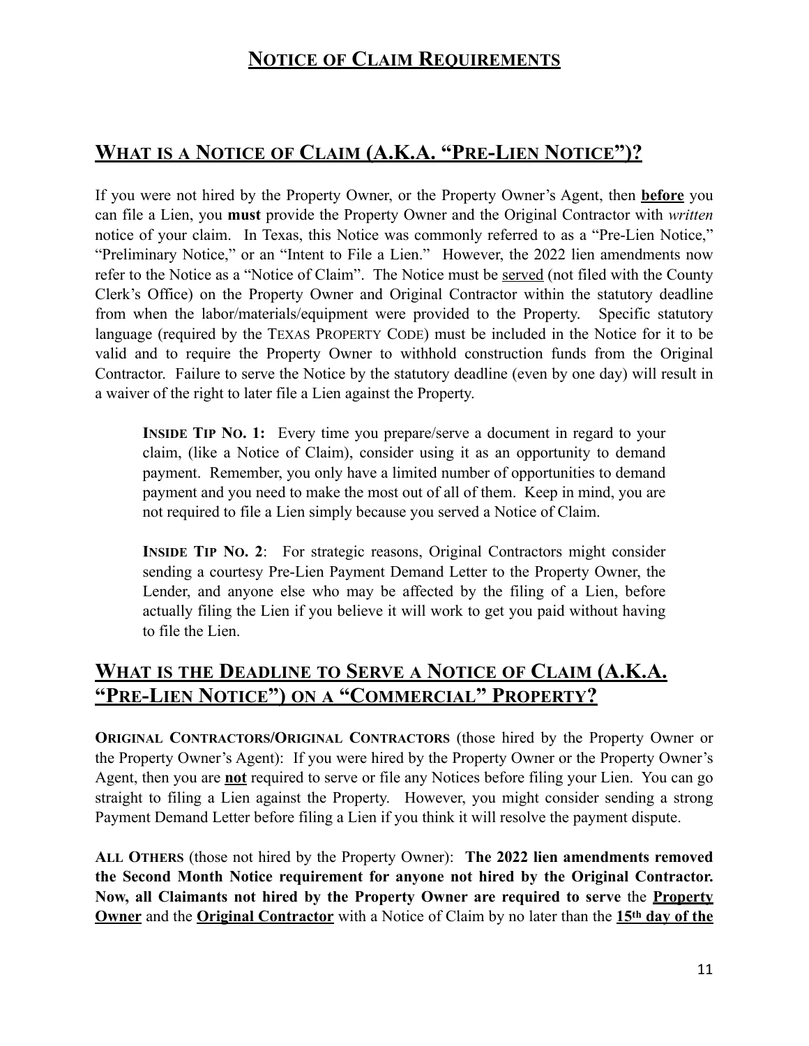# Notice of Claim Requirements

## What is a Notice of Claim (A.K.A. "Pre-Lien Notice")?

If you were not hired by the Property Owner, or the Property Owner's Agent, then **before** you can file a Lien, you **must** provide the Property Owner and the Original Contractor with *written* notice of your claim. In Texas, this Notice was commonly referred to as a "Pre-Lien Notice," "Preliminary Notice," or an "Intent to File a Lien." However, the 2022 lien amendments now refer to the Notice as a "Notice of Claim". The Notice must be served (not filed with the County Clerk's Office) on the Property Owner and Original Contractor within the statutory deadline from when the labor/materials/equipment were provided to the Property. Specific statutory language (required by the Texas Property Code) must be included in the Notice for it to be valid and to require the Property Owner to withhold construction funds from the Original Contractor. Failure to serve the Notice by the statutory deadline (even by one day) will result in a waiver of the right to later file a Lien against the Property.

> **Inside Tip No. 1:** Every time you prepare/serve a document in regard to your claim, (like a Notice of Claim), consider using it as an opportunity to demand payment. Remember, you only have a limited number of opportunities to demand payment and you need to make the most out of all of them. Keep in mind, you are not required to file a Lien simply because you served a Notice of Claim.
>
> **Inside Tip No. 2**: For strategic reasons, Original Contractors might consider sending a courtesy Pre-Lien Payment Demand Letter to the Property Owner, the Lender, and anyone else who may be affected by the filing of a Lien, before actually filing the Lien if you believe it will work to get you paid without having to file the Lien.

## What is the Deadline to Serve a Notice of Claim (A.K.A. "Pre-Lien Notice") on a "Commercial" Property?

**Original Contractors/Original Contractors** (those hired by the Property Owner or the Property Owner's Agent): If you were hired by the Property Owner or the Property Owner's Agent, then you are **not** required to serve or file any Notices before filing your Lien. You can go straight to filing a Lien against the Property. However, you might consider sending a strong Payment Demand Letter before filing a Lien if you think it will resolve the payment dispute.

**All Others** (those not hired by the Property Owner): **The 2022 lien amendments removed the Second Month Notice requirement for anyone not hired by the Original Contractor. Now, all Claimants not hired by the Property Owner are required to serve** the **Property Owner** and the **Original Contractor** with a Notice of Claim by no later than the **15th day of the**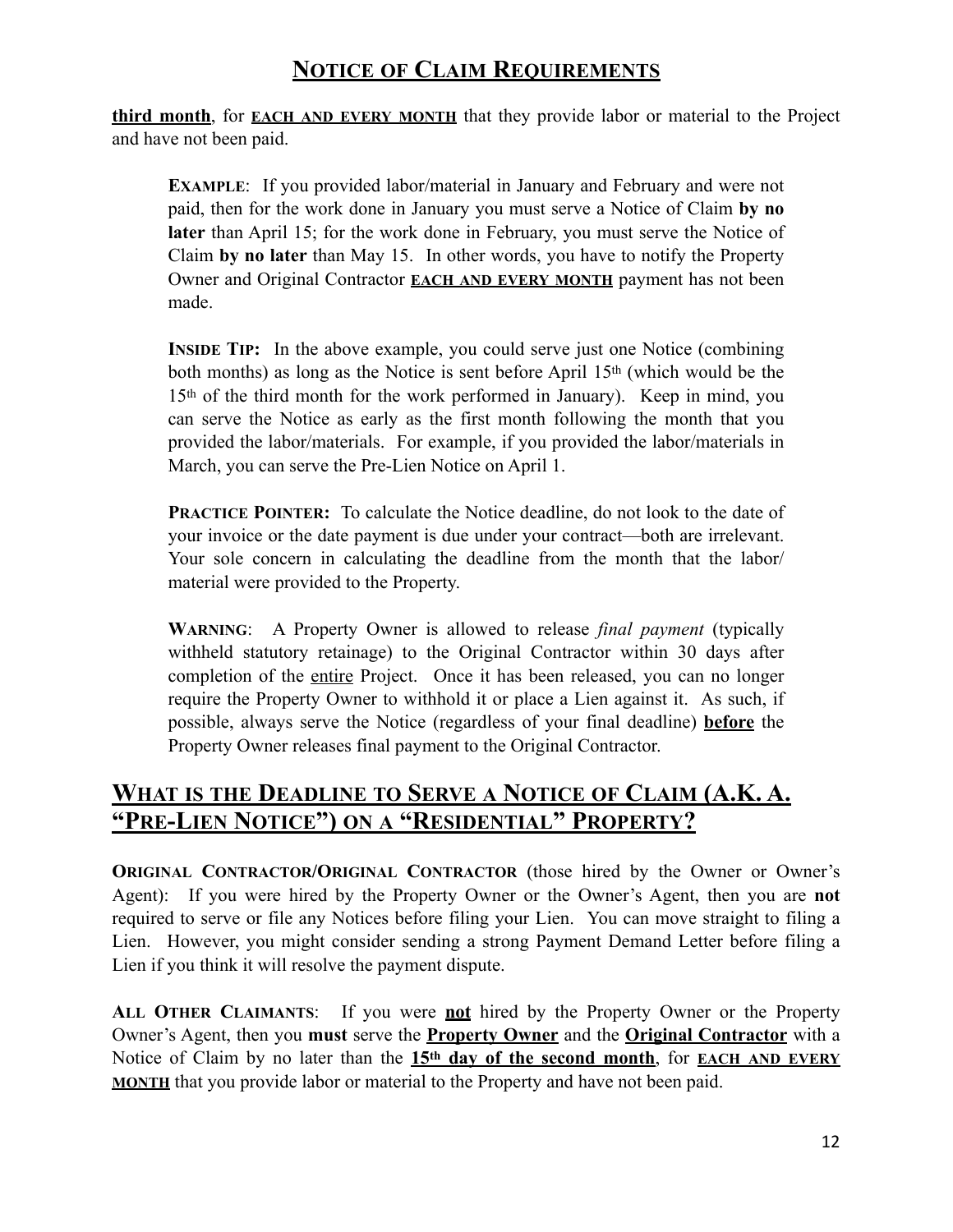## Notice of Claim Requirements

**third month**, for **EACH AND EVERY MONTH** that they provide labor or material to the Project and have not been paid.

> **Example**: If you provided labor/material in January and February and were not paid, then for the work done in January you must serve a Notice of Claim **by no later** than April 15; for the work done in February, you must serve the Notice of Claim **by no later** than May 15. In other words, you have to notify the Property Owner and Original Contractor **EACH AND EVERY MONTH** payment has not been made.
>
> **Inside Tip:** In the above example, you could serve just one Notice (combining both months) as long as the Notice is sent before April 15th (which would be the 15th of the third month for the work performed in January). Keep in mind, you can serve the Notice as early as the first month following the month that you provided the labor/materials. For example, if you provided the labor/materials in March, you can serve the Pre-Lien Notice on April 1.
>
> **Practice Pointer:** To calculate the Notice deadline, do not look to the date of your invoice or the date payment is due under your contract—both are irrelevant. Your sole concern in calculating the deadline from the month that the labor/ material were provided to the Property.
>
> **Warning**: A Property Owner is allowed to release *final payment* (typically withheld statutory retainage) to the Original Contractor within 30 days after completion of the entire Project. Once it has been released, you can no longer require the Property Owner to withhold it or place a Lien against it. As such, if possible, always serve the Notice (regardless of your final deadline) **before** the Property Owner releases final payment to the Original Contractor.

## What is the Deadline to Serve a Notice of Claim (A.K. A. "Pre-Lien Notice") on a "Residential" Property?

**Original Contractor/Original Contractor** (those hired by the Owner or Owner's Agent): If you were hired by the Property Owner or the Owner's Agent, then you are **not** required to serve or file any Notices before filing your Lien. You can move straight to filing a Lien. However, you might consider sending a strong Payment Demand Letter before filing a Lien if you think it will resolve the payment dispute.

**All Other Claimants**: If you were **not** hired by the Property Owner or the Property Owner's Agent, then you **must** serve the **Property Owner** and the **Original Contractor** with a Notice of Claim by no later than the **15th day of the second month**, for **EACH AND EVERY MONTH** that you provide labor or material to the Property and have not been paid.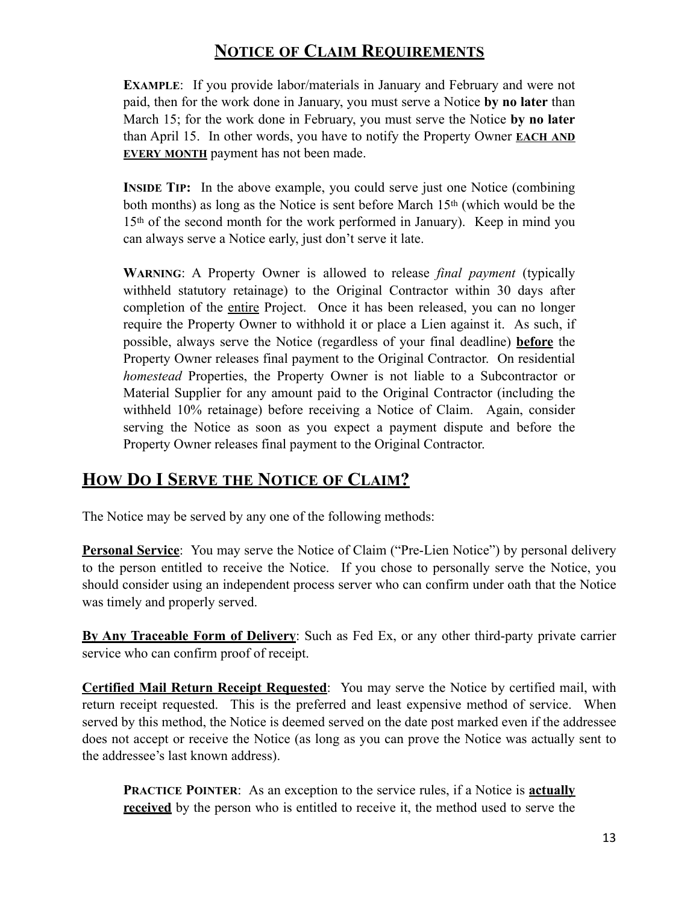## Notice of Claim Requirements

**Example**: If you provide labor/materials in January and February and were not paid, then for the work done in January, you must serve a Notice **by no later** than March 15; for the work done in February, you must serve the Notice **by no later** than April 15. In other words, you have to notify the Property Owner **EACH AND EVERY MONTH** payment has not been made.

**Inside Tip:** In the above example, you could serve just one Notice (combining both months) as long as the Notice is sent before March 15th (which would be the 15th of the second month for the work performed in January). Keep in mind you can always serve a Notice early, just don't serve it late.

**Warning**: A Property Owner is allowed to release *final payment* (typically withheld statutory retainage) to the Original Contractor within 30 days after completion of the entire Project. Once it has been released, you can no longer require the Property Owner to withhold it or place a Lien against it. As such, if possible, always serve the Notice (regardless of your final deadline) **before** the Property Owner releases final payment to the Original Contractor. On residential *homestead* Properties, the Property Owner is not liable to a Subcontractor or Material Supplier for any amount paid to the Original Contractor (including the withheld 10% retainage) before receiving a Notice of Claim. Again, consider serving the Notice as soon as you expect a payment dispute and before the Property Owner releases final payment to the Original Contractor.

## How Do I Serve the Notice of Claim?

The Notice may be served by any one of the following methods:

**Personal Service**: You may serve the Notice of Claim ("Pre-Lien Notice") by personal delivery to the person entitled to receive the Notice. If you chose to personally serve the Notice, you should consider using an independent process server who can confirm under oath that the Notice was timely and properly served.

**By Any Traceable Form of Delivery**: Such as Fed Ex, or any other third-party private carrier service who can confirm proof of receipt.

**Certified Mail Return Receipt Requested**: You may serve the Notice by certified mail, with return receipt requested. This is the preferred and least expensive method of service. When served by this method, the Notice is deemed served on the date post marked even if the addressee does not accept or receive the Notice (as long as you can prove the Notice was actually sent to the addressee's last known address).

**Practice Pointer**: As an exception to the service rules, if a Notice is **actually received** by the person who is entitled to receive it, the method used to serve the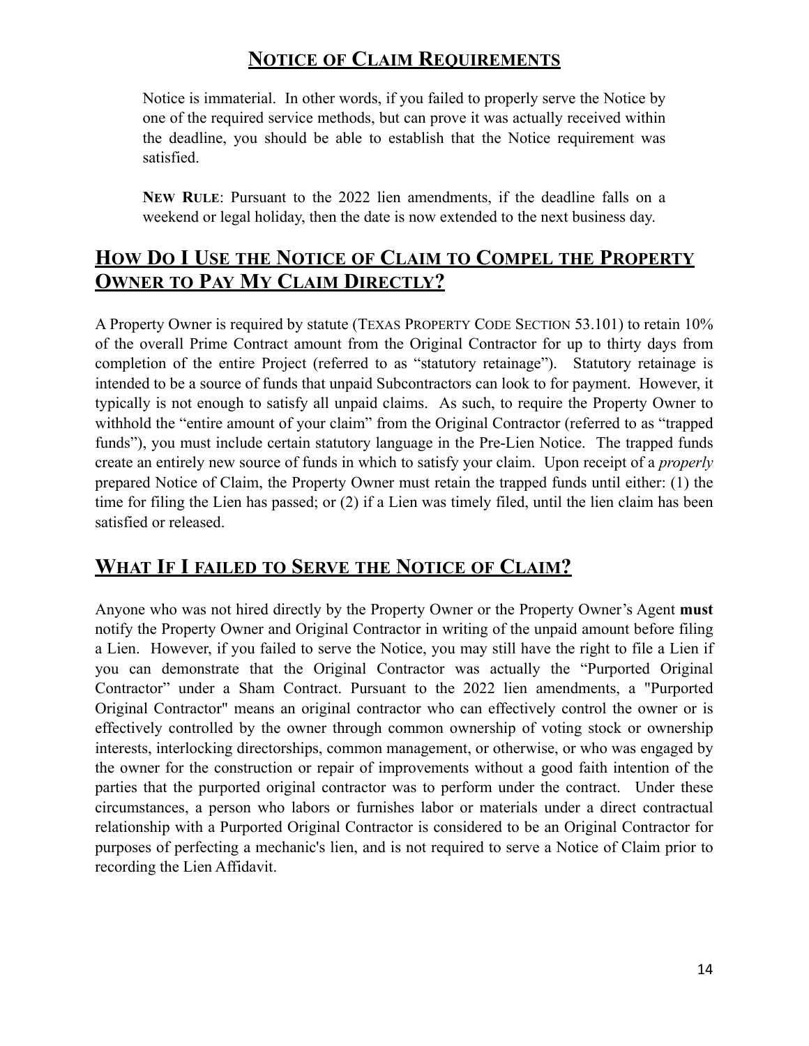## NOTICE OF CLAIM REQUIREMENTS

Notice is immaterial. In other words, if you failed to properly serve the Notice by one of the required service methods, but can prove it was actually received within the deadline, you should be able to establish that the Notice requirement was satisfied.

**NEW RULE**: Pursuant to the 2022 lien amendments, if the deadline falls on a weekend or legal holiday, then the date is now extended to the next business day.

## HOW DO I USE THE NOTICE OF CLAIM TO COMPEL THE PROPERTY OWNER TO PAY MY CLAIM DIRECTLY?

A Property Owner is required by statute (TEXAS PROPERTY CODE SECTION 53.101) to retain 10% of the overall Prime Contract amount from the Original Contractor for up to thirty days from completion of the entire Project (referred to as "statutory retainage"). Statutory retainage is intended to be a source of funds that unpaid Subcontractors can look to for payment. However, it typically is not enough to satisfy all unpaid claims. As such, to require the Property Owner to withhold the "entire amount of your claim" from the Original Contractor (referred to as "trapped funds"), you must include certain statutory language in the Pre-Lien Notice. The trapped funds create an entirely new source of funds in which to satisfy your claim. Upon receipt of a *properly* prepared Notice of Claim, the Property Owner must retain the trapped funds until either: (1) the time for filing the Lien has passed; or (2) if a Lien was timely filed, until the lien claim has been satisfied or released.

## WHAT IF I FAILED TO SERVE THE NOTICE OF CLAIM?

Anyone who was not hired directly by the Property Owner or the Property Owner's Agent **must** notify the Property Owner and Original Contractor in writing of the unpaid amount before filing a Lien. However, if you failed to serve the Notice, you may still have the right to file a Lien if you can demonstrate that the Original Contractor was actually the "Purported Original Contractor" under a Sham Contract. Pursuant to the 2022 lien amendments, a "Purported Original Contractor" means an original contractor who can effectively control the owner or is effectively controlled by the owner through common ownership of voting stock or ownership interests, interlocking directorships, common management, or otherwise, or who was engaged by the owner for the construction or repair of improvements without a good faith intention of the parties that the purported original contractor was to perform under the contract. Under these circumstances, a person who labors or furnishes labor or materials under a direct contractual relationship with a Purported Original Contractor is considered to be an Original Contractor for purposes of perfecting a mechanic's lien, and is not required to serve a Notice of Claim prior to recording the Lien Affidavit.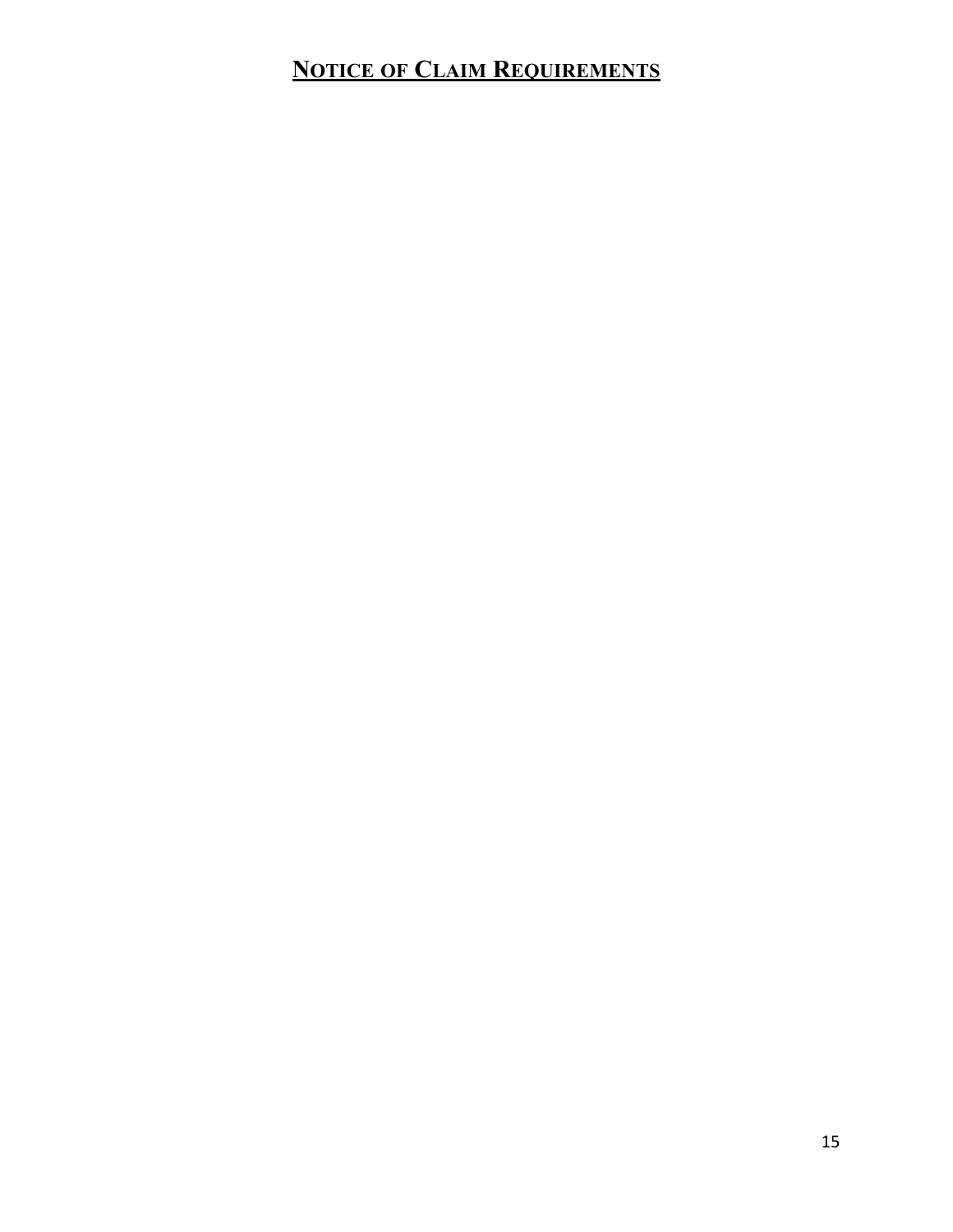# **NOTICE OF CLAIM REQUIREMENTS**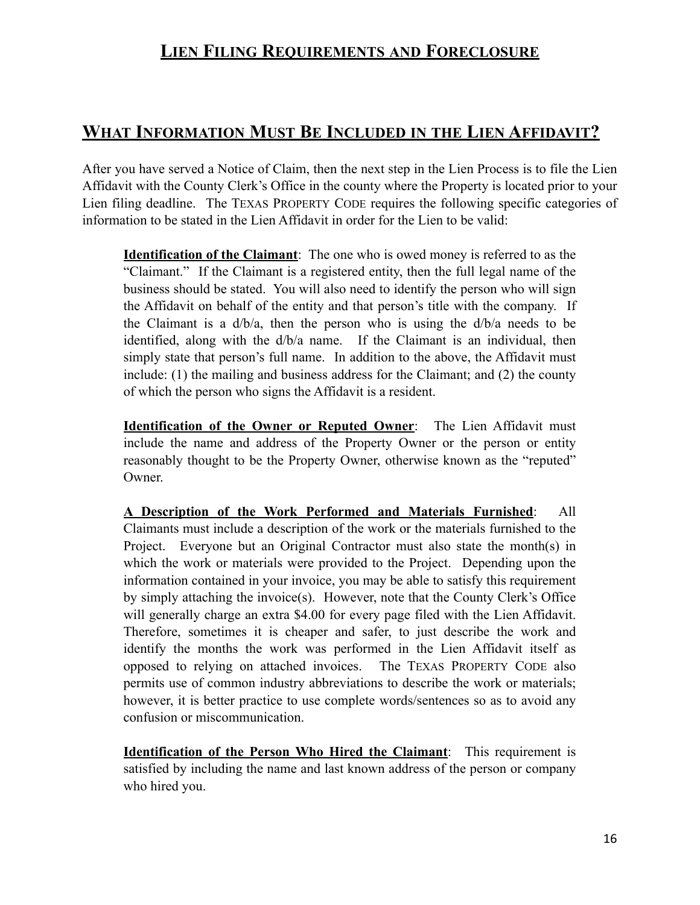# Lien Filing Requirements and Foreclosure

## What Information Must Be Included in the Lien Affidavit?

After you have served a Notice of Claim, then the next step in the Lien Process is to file the Lien Affidavit with the County Clerk's Office in the county where the Property is located prior to your Lien filing deadline. The Texas Property Code requires the following specific categories of information to be stated in the Lien Affidavit in order for the Lien to be valid:

**Identification of the Claimant**: The one who is owed money is referred to as the "Claimant." If the Claimant is a registered entity, then the full legal name of the business should be stated. You will also need to identify the person who will sign the Affidavit on behalf of the entity and that person's title with the company. If the Claimant is a d/b/a, then the person who is using the d/b/a needs to be identified, along with the d/b/a name. If the Claimant is an individual, then simply state that person's full name. In addition to the above, the Affidavit must include: (1) the mailing and business address for the Claimant; and (2) the county of which the person who signs the Affidavit is a resident.

**Identification of the Owner or Reputed Owner**: The Lien Affidavit must include the name and address of the Property Owner or the person or entity reasonably thought to be the Property Owner, otherwise known as the "reputed" Owner.

**A Description of the Work Performed and Materials Furnished**: All Claimants must include a description of the work or the materials furnished to the Project. Everyone but an Original Contractor must also state the month(s) in which the work or materials were provided to the Project. Depending upon the information contained in your invoice, you may be able to satisfy this requirement by simply attaching the invoice(s). However, note that the County Clerk's Office will generally charge an extra $4.00 for every page filed with the Lien Affidavit. Therefore, sometimes it is cheaper and safer, to just describe the work and identify the months the work was performed in the Lien Affidavit itself as opposed to relying on attached invoices. The Texas Property Code also permits use of common industry abbreviations to describe the work or materials; however, it is better practice to use complete words/sentences so as to avoid any confusion or miscommunication.

**Identification of the Person Who Hired the Claimant**: This requirement is satisfied by including the name and last known address of the person or company who hired you.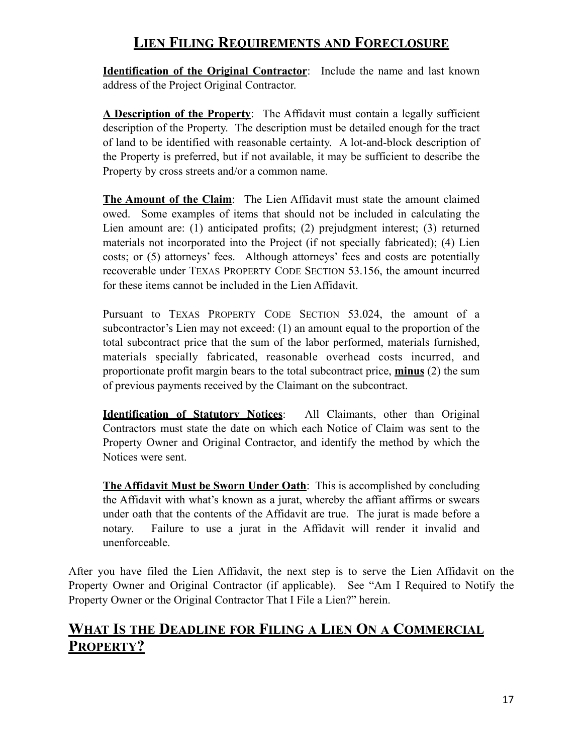## Lien Filing Requirements and Foreclosure

**Identification of the Original Contractor**: Include the name and last known address of the Project Original Contractor.

**A Description of the Property**: The Affidavit must contain a legally sufficient description of the Property. The description must be detailed enough for the tract of land to be identified with reasonable certainty. A lot-and-block description of the Property is preferred, but if not available, it may be sufficient to describe the Property by cross streets and/or a common name.

**The Amount of the Claim**: The Lien Affidavit must state the amount claimed owed. Some examples of items that should not be included in calculating the Lien amount are: (1) anticipated profits; (2) prejudgment interest; (3) returned materials not incorporated into the Project (if not specially fabricated); (4) Lien costs; or (5) attorneys' fees. Although attorneys' fees and costs are potentially recoverable under Texas Property Code Section 53.156, the amount incurred for these items cannot be included in the Lien Affidavit.

Pursuant to Texas Property Code Section 53.024, the amount of a subcontractor's Lien may not exceed: (1) an amount equal to the proportion of the total subcontract price that the sum of the labor performed, materials furnished, materials specially fabricated, reasonable overhead costs incurred, and proportionate profit margin bears to the total subcontract price, **minus** (2) the sum of previous payments received by the Claimant on the subcontract.

**Identification of Statutory Notices**: All Claimants, other than Original Contractors must state the date on which each Notice of Claim was sent to the Property Owner and Original Contractor, and identify the method by which the Notices were sent.

**The Affidavit Must be Sworn Under Oath**: This is accomplished by concluding the Affidavit with what's known as a jurat, whereby the affiant affirms or swears under oath that the contents of the Affidavit are true. The jurat is made before a notary. Failure to use a jurat in the Affidavit will render it invalid and unenforceable.

After you have filed the Lien Affidavit, the next step is to serve the Lien Affidavit on the Property Owner and Original Contractor (if applicable). See "Am I Required to Notify the Property Owner or the Original Contractor That I File a Lien?" herein.

## What Is the Deadline for Filing a Lien On a Commercial Property?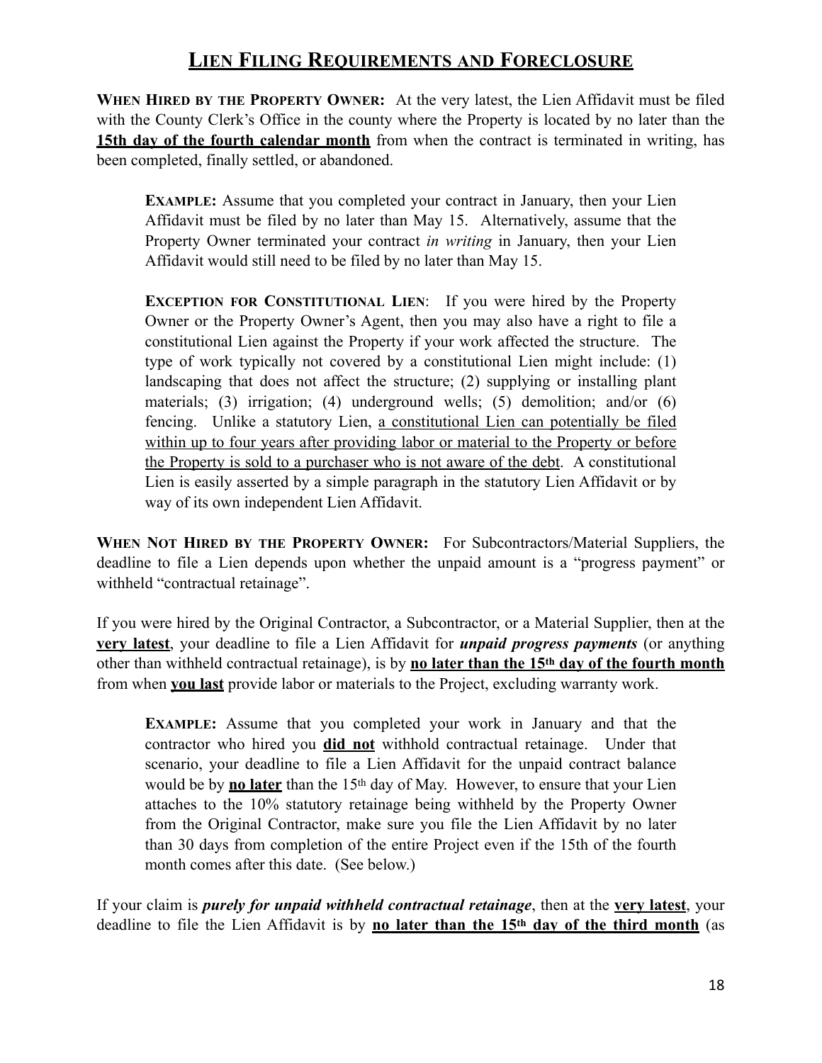## Lien Filing Requirements and Foreclosure

**When Hired by the Property Owner:** At the very latest, the Lien Affidavit must be filed with the County Clerk's Office in the county where the Property is located by no later than the **15th day of the fourth calendar month** from when the contract is terminated in writing, has been completed, finally settled, or abandoned.

> **Example:** Assume that you completed your contract in January, then your Lien Affidavit must be filed by no later than May 15. Alternatively, assume that the Property Owner terminated your contract *in writing* in January, then your Lien Affidavit would still need to be filed by no later than May 15.
>
> **Exception for Constitutional Lien**: If you were hired by the Property Owner or the Property Owner's Agent, then you may also have a right to file a constitutional Lien against the Property if your work affected the structure. The type of work typically not covered by a constitutional Lien might include: (1) landscaping that does not affect the structure; (2) supplying or installing plant materials; (3) irrigation; (4) underground wells; (5) demolition; and/or (6) fencing. Unlike a statutory Lien, a constitutional Lien can potentially be filed within up to four years after providing labor or material to the Property or before the Property is sold to a purchaser who is not aware of the debt. A constitutional Lien is easily asserted by a simple paragraph in the statutory Lien Affidavit or by way of its own independent Lien Affidavit.

**When Not Hired by the Property Owner:** For Subcontractors/Material Suppliers, the deadline to file a Lien depends upon whether the unpaid amount is a "progress payment" or withheld "contractual retainage".

If you were hired by the Original Contractor, a Subcontractor, or a Material Supplier, then at the **very latest**, your deadline to file a Lien Affidavit for ***unpaid progress payments*** (or anything other than withheld contractual retainage), is by **no later than the 15th day of the fourth month** from when **you last** provide labor or materials to the Project, excluding warranty work.

> **Example:** Assume that you completed your work in January and that the contractor who hired you **did not** withhold contractual retainage. Under that scenario, your deadline to file a Lien Affidavit for the unpaid contract balance would be by **no later** than the 15th day of May. However, to ensure that your Lien attaches to the 10% statutory retainage being withheld by the Property Owner from the Original Contractor, make sure you file the Lien Affidavit by no later than 30 days from completion of the entire Project even if the 15th of the fourth month comes after this date. (See below.)

If your claim is ***purely for unpaid withheld contractual retainage***, then at the **very latest**, your deadline to file the Lien Affidavit is by **no later than the 15th day of the third month** (as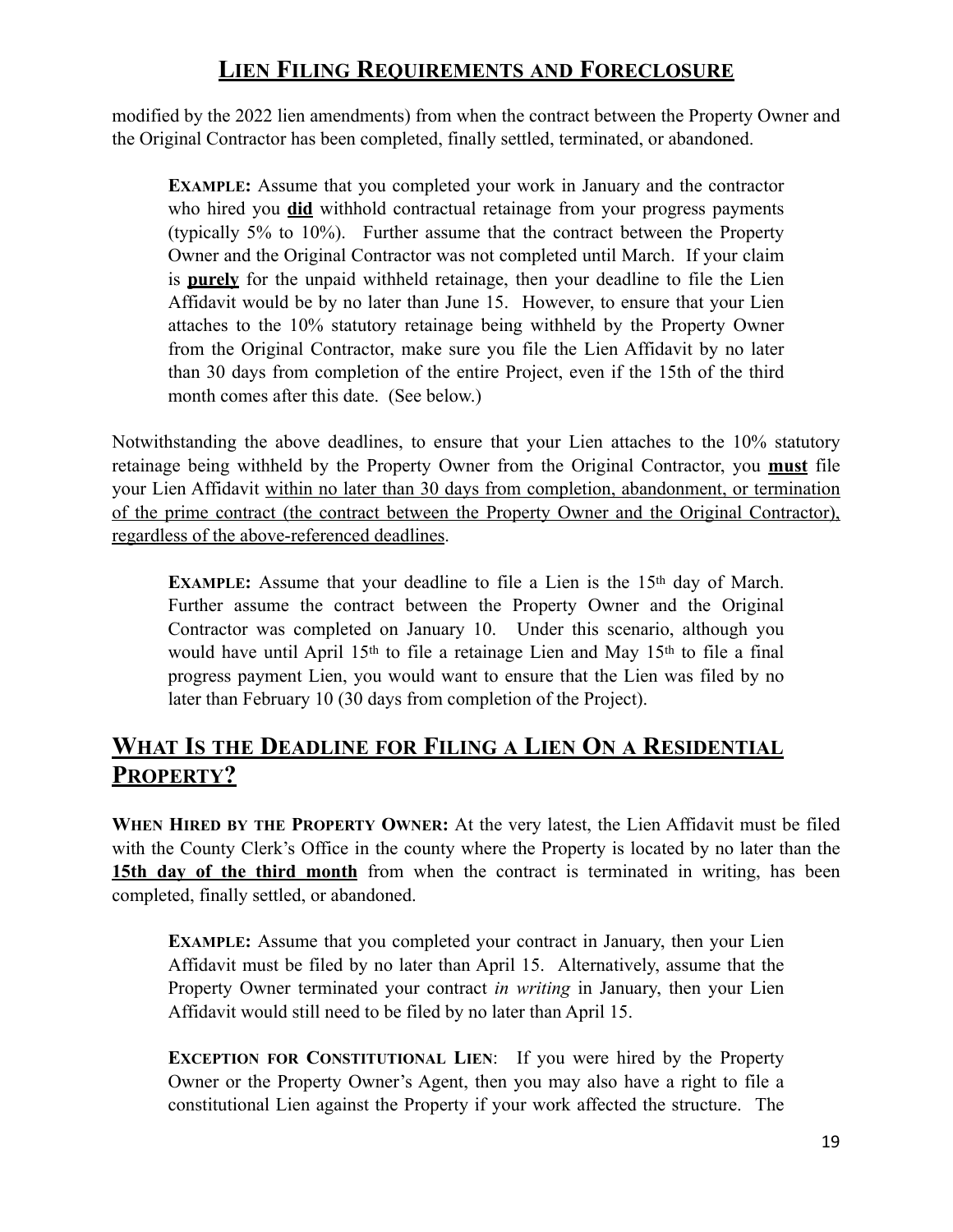modified by the 2022 lien amendments) from when the contract between the Property Owner and the Original Contractor has been completed, finally settled, terminated, or abandoned.

> **EXAMPLE:** Assume that you completed your work in January and the contractor who hired you **did** withhold contractual retainage from your progress payments (typically 5% to 10%). Further assume that the contract between the Property Owner and the Original Contractor was not completed until March. If your claim is **purely** for the unpaid withheld retainage, then your deadline to file the Lien Affidavit would be by no later than June 15. However, to ensure that your Lien attaches to the 10% statutory retainage being withheld by the Property Owner from the Original Contractor, make sure you file the Lien Affidavit by no later than 30 days from completion of the entire Project, even if the 15th of the third month comes after this date. (See below.)

Notwithstanding the above deadlines, to ensure that your Lien attaches to the 10% statutory retainage being withheld by the Property Owner from the Original Contractor, you **must** file your Lien Affidavit within no later than 30 days from completion, abandonment, or termination of the prime contract (the contract between the Property Owner and the Original Contractor), regardless of the above-referenced deadlines.

> **EXAMPLE:** Assume that your deadline to file a Lien is the 15th day of March. Further assume the contract between the Property Owner and the Original Contractor was completed on January 10. Under this scenario, although you would have until April 15th to file a retainage Lien and May 15th to file a final progress payment Lien, you would want to ensure that the Lien was filed by no later than February 10 (30 days from completion of the Project).

## WHAT IS THE DEADLINE FOR FILING A LIEN ON A RESIDENTIAL PROPERTY?

**WHEN HIRED BY THE PROPERTY OWNER:** At the very latest, the Lien Affidavit must be filed with the County Clerk's Office in the county where the Property is located by no later than the **15th day of the third month** from when the contract is terminated in writing, has been completed, finally settled, or abandoned.

> **EXAMPLE:** Assume that you completed your contract in January, then your Lien Affidavit must be filed by no later than April 15. Alternatively, assume that the Property Owner terminated your contract *in writing* in January, then your Lien Affidavit would still need to be filed by no later than April 15.
>
> **EXCEPTION FOR CONSTITUTIONAL LIEN**: If you were hired by the Property Owner or the Property Owner's Agent, then you may also have a right to file a constitutional Lien against the Property if your work affected the structure. The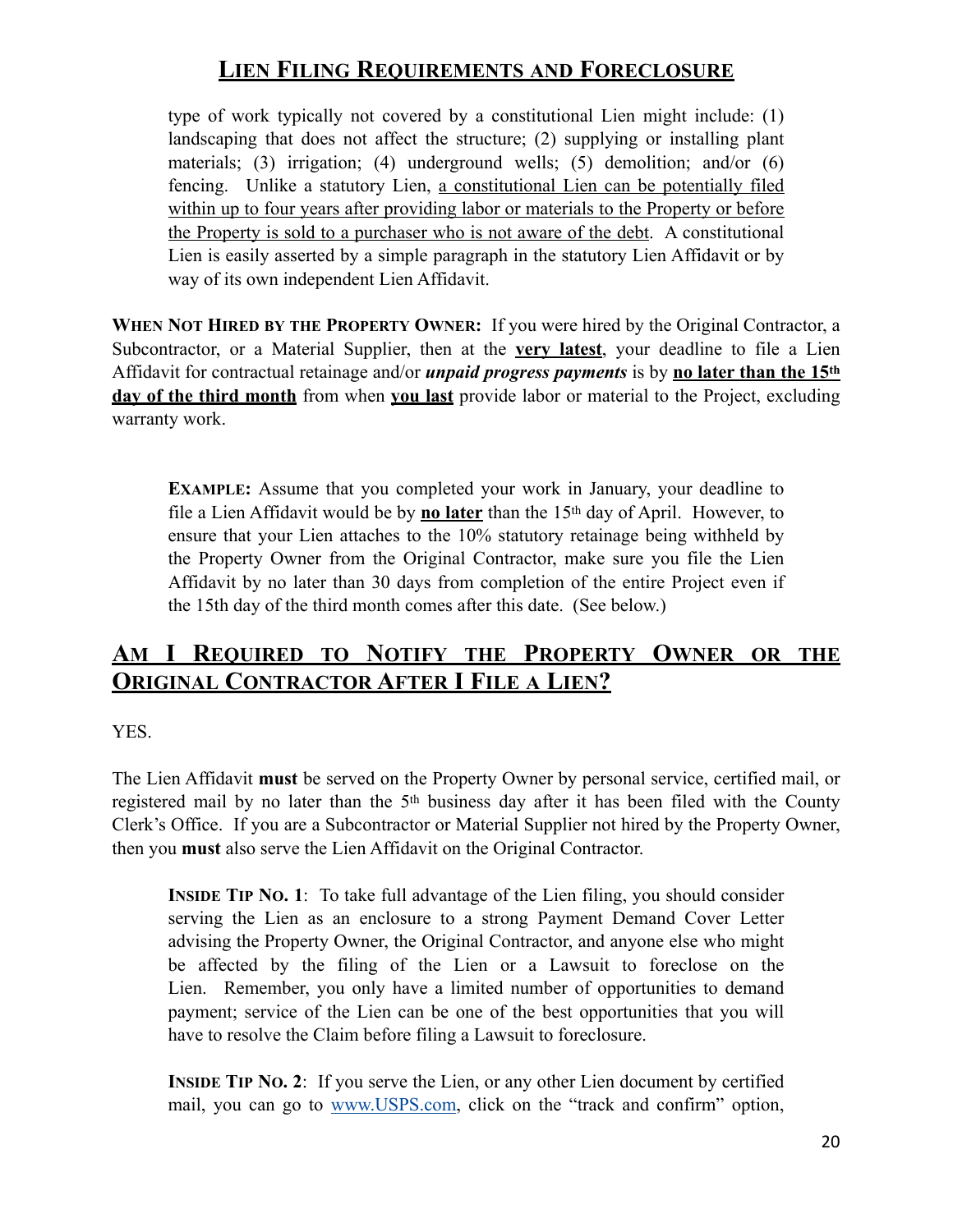type of work typically not covered by a constitutional Lien might include: (1) landscaping that does not affect the structure; (2) supplying or installing plant materials; (3) irrigation; (4) underground wells; (5) demolition; and/or (6) fencing. Unlike a statutory Lien, <u>a constitutional Lien can be potentially filed within up to four years after providing labor or materials to the Property or before the Property is sold to a purchaser who is not aware of the debt</u>. A constitutional Lien is easily asserted by a simple paragraph in the statutory Lien Affidavit or by way of its own independent Lien Affidavit.

**WHEN NOT HIRED BY THE PROPERTY OWNER:** If you were hired by the Original Contractor, a Subcontractor, or a Material Supplier, then at the **<u>very latest</u>**, your deadline to file a Lien Affidavit for contractual retainage and/or ***unpaid progress payments*** is by **<u>no later than the 15th day of the third month</u>** from when **<u>you last</u>** provide labor or material to the Project, excluding warranty work.

> **EXAMPLE:** Assume that you completed your work in January, your deadline to file a Lien Affidavit would be by **<u>no later</u>** than the 15th day of April. However, to ensure that your Lien attaches to the 10% statutory retainage being withheld by the Property Owner from the Original Contractor, make sure you file the Lien Affidavit by no later than 30 days from completion of the entire Project even if the 15th day of the third month comes after this date. (See below.)

## <u>AM I REQUIRED TO NOTIFY THE PROPERTY OWNER OR THE ORIGINAL CONTRACTOR AFTER I FILE A LIEN?</u>

YES.

The Lien Affidavit **must** be served on the Property Owner by personal service, certified mail, or registered mail by no later than the 5th business day after it has been filed with the County Clerk's Office. If you are a Subcontractor or Material Supplier not hired by the Property Owner, then you **must** also serve the Lien Affidavit on the Original Contractor.

> **INSIDE TIP NO. 1**: To take full advantage of the Lien filing, you should consider serving the Lien as an enclosure to a strong Payment Demand Cover Letter advising the Property Owner, the Original Contractor, and anyone else who might be affected by the filing of the Lien or a Lawsuit to foreclose on the Lien. Remember, you only have a limited number of opportunities to demand payment; service of the Lien can be one of the best opportunities that you will have to resolve the Claim before filing a Lawsuit to foreclosure.

> **INSIDE TIP NO. 2**: If you serve the Lien, or any other Lien document by certified mail, you can go to [www.USPS.com](http://www.USPS.com), click on the "track and confirm" option,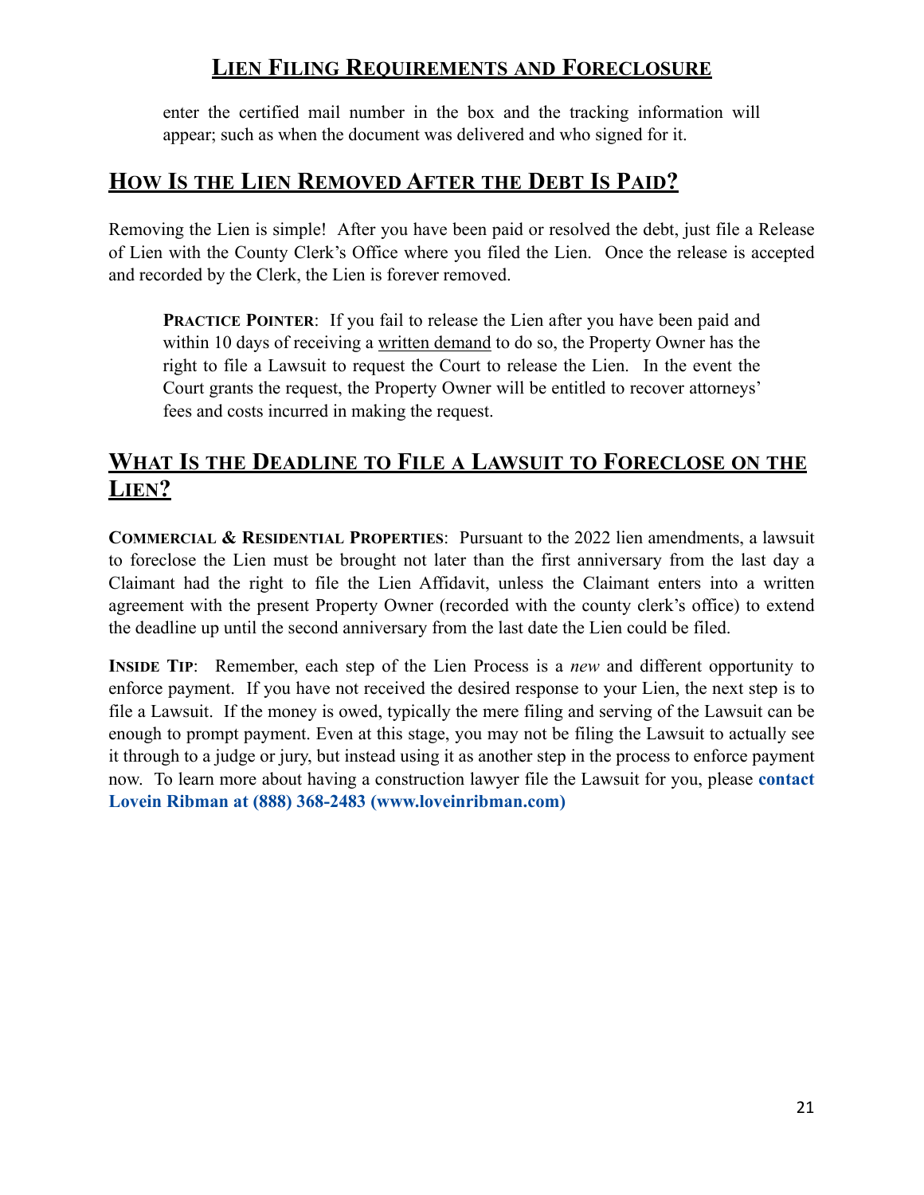enter the certified mail number in the box and the tracking information will appear; such as when the document was delivered and who signed for it.

## How Is the Lien Removed After the Debt Is Paid?

Removing the Lien is simple! After you have been paid or resolved the debt, just file a Release of Lien with the County Clerk's Office where you filed the Lien. Once the release is accepted and recorded by the Clerk, the Lien is forever removed.

> **Practice Pointer**: If you fail to release the Lien after you have been paid and within 10 days of receiving a written demand to do so, the Property Owner has the right to file a Lawsuit to request the Court to release the Lien. In the event the Court grants the request, the Property Owner will be entitled to recover attorneys' fees and costs incurred in making the request.

## What Is the Deadline to File a Lawsuit to Foreclose on the Lien?

**Commercial & Residential Properties**: Pursuant to the 2022 lien amendments, a lawsuit to foreclose the Lien must be brought not later than the first anniversary from the last day a Claimant had the right to file the Lien Affidavit, unless the Claimant enters into a written agreement with the present Property Owner (recorded with the county clerk's office) to extend the deadline up until the second anniversary from the last date the Lien could be filed.

**Inside Tip**: Remember, each step of the Lien Process is a *new* and different opportunity to enforce payment. If you have not received the desired response to your Lien, the next step is to file a Lawsuit. If the money is owed, typically the mere filing and serving of the Lawsuit can be enough to prompt payment. Even at this stage, you may not be filing the Lawsuit to actually see it through to a judge or jury, but instead using it as another step in the process to enforce payment now. To learn more about having a construction lawyer file the Lawsuit for you, please **contact Lovein Ribman at (888) 368-2483 (www.loveinribman.com)**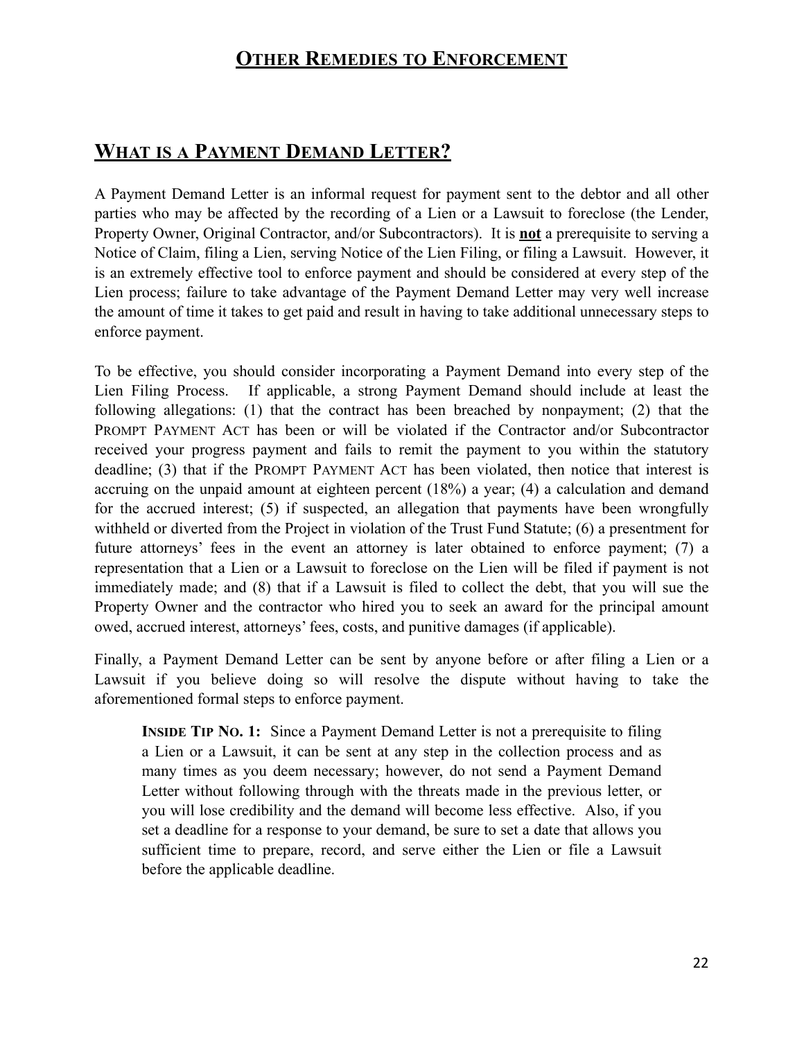# Other Remedies to Enforcement

## What is a Payment Demand Letter?

A Payment Demand Letter is an informal request for payment sent to the debtor and all other parties who may be affected by the recording of a Lien or a Lawsuit to foreclose (the Lender, Property Owner, Original Contractor, and/or Subcontractors). It is **not** a prerequisite to serving a Notice of Claim, filing a Lien, serving Notice of the Lien Filing, or filing a Lawsuit. However, it is an extremely effective tool to enforce payment and should be considered at every step of the Lien process; failure to take advantage of the Payment Demand Letter may very well increase the amount of time it takes to get paid and result in having to take additional unnecessary steps to enforce payment.

To be effective, you should consider incorporating a Payment Demand into every step of the Lien Filing Process. If applicable, a strong Payment Demand should include at least the following allegations: (1) that the contract has been breached by nonpayment; (2) that the PROMPT PAYMENT ACT has been or will be violated if the Contractor and/or Subcontractor received your progress payment and fails to remit the payment to you within the statutory deadline; (3) that if the PROMPT PAYMENT ACT has been violated, then notice that interest is accruing on the unpaid amount at eighteen percent (18%) a year; (4) a calculation and demand for the accrued interest; (5) if suspected, an allegation that payments have been wrongfully withheld or diverted from the Project in violation of the Trust Fund Statute; (6) a presentment for future attorneys' fees in the event an attorney is later obtained to enforce payment; (7) a representation that a Lien or a Lawsuit to foreclose on the Lien will be filed if payment is not immediately made; and (8) that if a Lawsuit is filed to collect the debt, that you will sue the Property Owner and the contractor who hired you to seek an award for the principal amount owed, accrued interest, attorneys' fees, costs, and punitive damages (if applicable).

Finally, a Payment Demand Letter can be sent by anyone before or after filing a Lien or a Lawsuit if you believe doing so will resolve the dispute without having to take the aforementioned formal steps to enforce payment.

> **INSIDE TIP NO. 1:** Since a Payment Demand Letter is not a prerequisite to filing a Lien or a Lawsuit, it can be sent at any step in the collection process and as many times as you deem necessary; however, do not send a Payment Demand Letter without following through with the threats made in the previous letter, or you will lose credibility and the demand will become less effective. Also, if you set a deadline for a response to your demand, be sure to set a date that allows you sufficient time to prepare, record, and serve either the Lien or file a Lawsuit before the applicable deadline.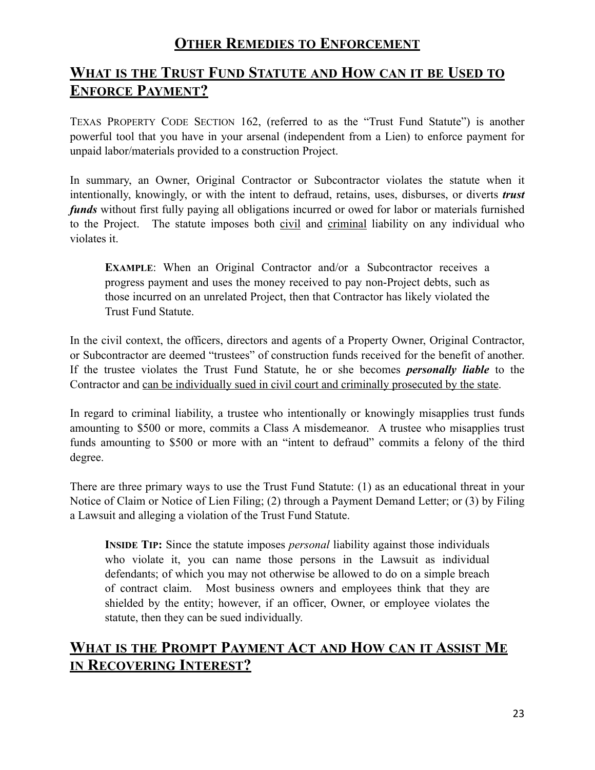## **OTHER REMEDIES TO ENFORCEMENT**

## **WHAT IS THE TRUST FUND STATUTE AND HOW CAN IT BE USED TO ENFORCE PAYMENT?**

TEXAS PROPERTY CODE SECTION 162, (referred to as the "Trust Fund Statute") is another powerful tool that you have in your arsenal (independent from a Lien) to enforce payment for unpaid labor/materials provided to a construction Project.

In summary, an Owner, Original Contractor or Subcontractor violates the statute when it intentionally, knowingly, or with the intent to defraud, retains, uses, disburses, or diverts ***trust funds*** without first fully paying all obligations incurred or owed for labor or materials furnished to the Project. The statute imposes both <u>civil</u> and <u>criminal</u> liability on any individual who violates it.

> **EXAMPLE**: When an Original Contractor and/or a Subcontractor receives a progress payment and uses the money received to pay non-Project debts, such as those incurred on an unrelated Project, then that Contractor has likely violated the Trust Fund Statute.

In the civil context, the officers, directors and agents of a Property Owner, Original Contractor, or Subcontractor are deemed "trustees" of construction funds received for the benefit of another. If the trustee violates the Trust Fund Statute, he or she becomes ***personally liable*** to the Contractor and <u>can be individually sued in civil court and criminally prosecuted by the state</u>.

In regard to criminal liability, a trustee who intentionally or knowingly misapplies trust funds amounting to $500 or more, commits a Class A misdemeanor. A trustee who misapplies trust funds amounting to $500 or more with an "intent to defraud" commits a felony of the third degree.

There are three primary ways to use the Trust Fund Statute: (1) as an educational threat in your Notice of Claim or Notice of Lien Filing; (2) through a Payment Demand Letter; or (3) by Filing a Lawsuit and alleging a violation of the Trust Fund Statute.

> **INSIDE TIP:** Since the statute imposes *personal* liability against those individuals who violate it, you can name those persons in the Lawsuit as individual defendants; of which you may not otherwise be allowed to do on a simple breach of contract claim. Most business owners and employees think that they are shielded by the entity; however, if an officer, Owner, or employee violates the statute, then they can be sued individually.

## **WHAT IS THE PROMPT PAYMENT ACT AND HOW CAN IT ASSIST ME IN RECOVERING INTEREST?**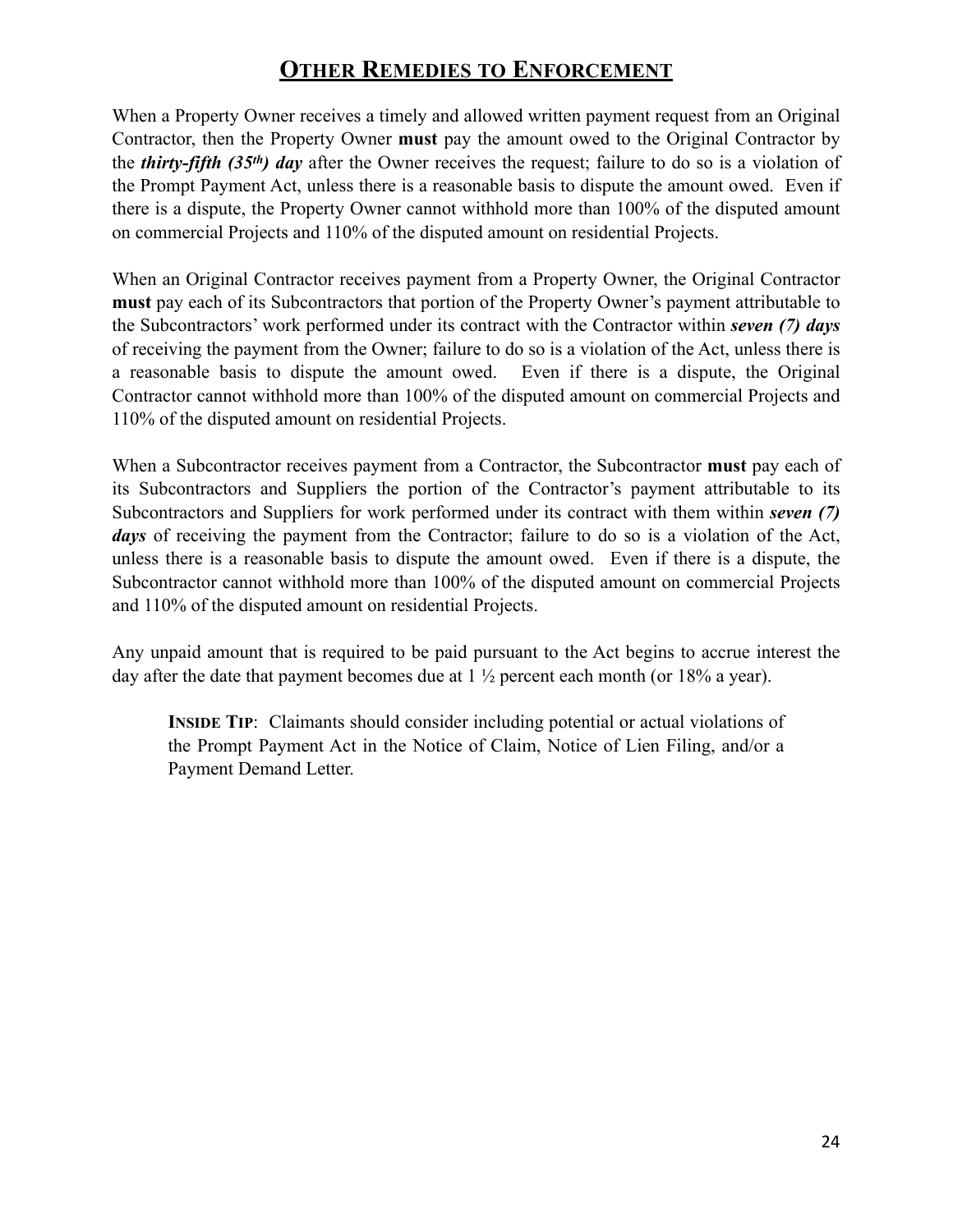## OTHER REMEDIES TO ENFORCEMENT

When a Property Owner receives a timely and allowed written payment request from an Original Contractor, then the Property Owner **must** pay the amount owed to the Original Contractor by the ***thirty-fifth (35th) day*** after the Owner receives the request; failure to do so is a violation of the Prompt Payment Act, unless there is a reasonable basis to dispute the amount owed. Even if there is a dispute, the Property Owner cannot withhold more than 100% of the disputed amount on commercial Projects and 110% of the disputed amount on residential Projects.

When an Original Contractor receives payment from a Property Owner, the Original Contractor **must** pay each of its Subcontractors that portion of the Property Owner's payment attributable to the Subcontractors' work performed under its contract with the Contractor within ***seven (7) days*** of receiving the payment from the Owner; failure to do so is a violation of the Act, unless there is a reasonable basis to dispute the amount owed. Even if there is a dispute, the Original Contractor cannot withhold more than 100% of the disputed amount on commercial Projects and 110% of the disputed amount on residential Projects.

When a Subcontractor receives payment from a Contractor, the Subcontractor **must** pay each of its Subcontractors and Suppliers the portion of the Contractor's payment attributable to its Subcontractors and Suppliers for work performed under its contract with them within ***seven (7) days*** of receiving the payment from the Contractor; failure to do so is a violation of the Act, unless there is a reasonable basis to dispute the amount owed. Even if there is a dispute, the Subcontractor cannot withhold more than 100% of the disputed amount on commercial Projects and 110% of the disputed amount on residential Projects.

Any unpaid amount that is required to be paid pursuant to the Act begins to accrue interest the day after the date that payment becomes due at 1 ½ percent each month (or 18% a year).

> **INSIDE TIP**: Claimants should consider including potential or actual violations of the Prompt Payment Act in the Notice of Claim, Notice of Lien Filing, and/or a Payment Demand Letter.